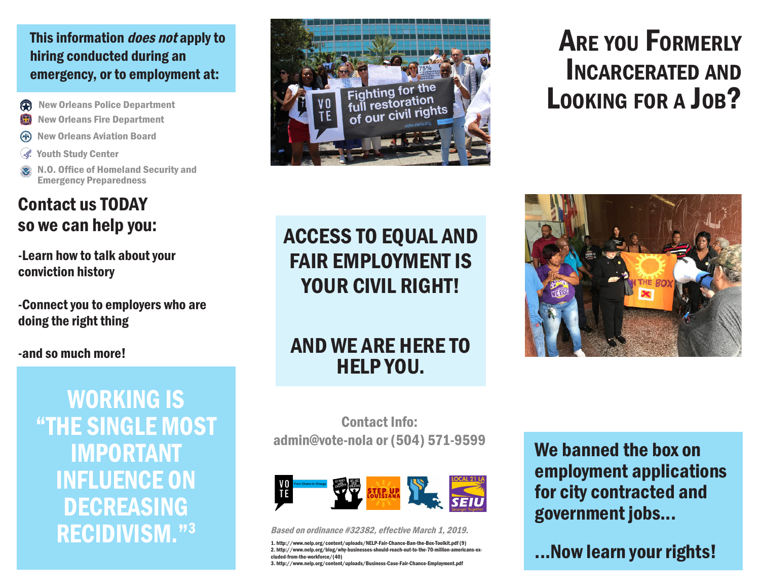This information *does not* apply to hiring conducted during an emergency, or to employment at:

- New Orleans Police Department
- New Orleans Fire Department
- New Orleans Aviation Board
- Youth Study Center
- N.O. Office of Homeland Security and Emergency Preparedness

## Contact us TODAY so we can help you:

-Learn how to talk about your conviction history

-Connect you to employers who are doing the right thing

-and so much more!

**WORKING IS "THE SINGLE MOST IMPORTANT INFLUENCE ON DECREASING RECIDIVISM."[3]**

## ACCESS TO EQUAL AND FAIR EMPLOYMENT IS YOUR CIVIL RIGHT!

## AND WE ARE HERE TO HELP YOU.

Contact Info:
admin@vote-nola or (504) 571-9599

*Based on ordinance #32382, effective March 1, 2019.*

1. http://www.nelp.org/content/uploads/NELP-Fair-Chance-Ban-the-Box-Toolkit.pdf (9)
2. http://www.nelp.org/blog/why-businesses-should-reach-out-to-the-70-million-americans-excluded-from-the-workforce/(40)
3. http://www.nelp.org/content/uploads/Business-Case-Fair-Chance-Employment.pdf

# Are you Formerly Incarcerated and Looking for a Job?

**We banned the box on employment applications for city contracted and government jobs...**

**...Now learn your rights!**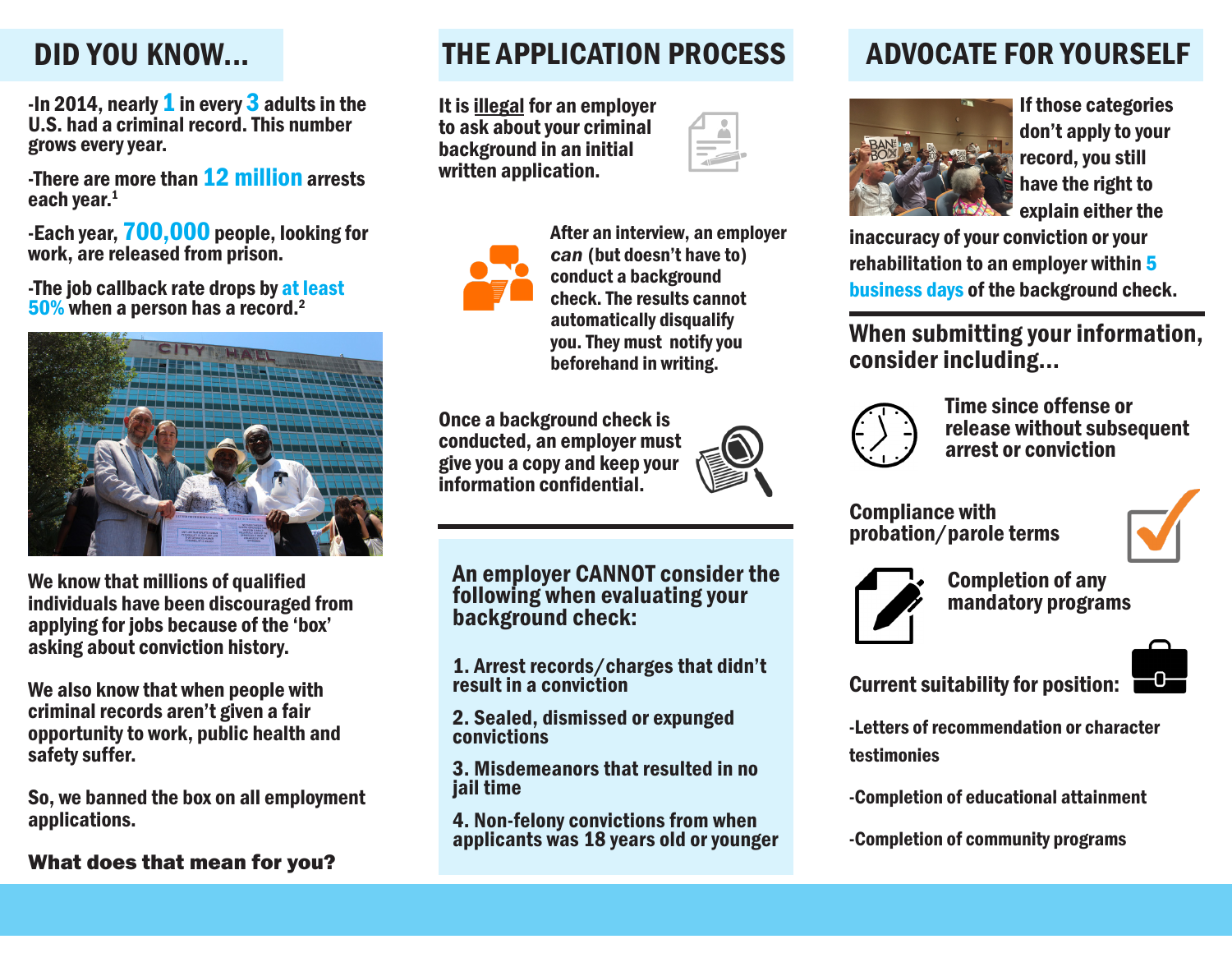## DID YOU KNOW...

-In 2014, nearly **1** in every **3** adults in the U.S. had a criminal record. This number grows every year.

-There are more than **12 million** arrests each year.[1]

-Each year, **700,000** people, looking for work, are released from prison.

-The job callback rate drops by **at least 50%** when a person has a record.[2]

We know that millions of qualified individuals have been discouraged from applying for jobs because of the 'box' asking about conviction history.

We also know that when people with criminal records aren't given a fair opportunity to work, public health and safety suffer.

So, we banned the box on all employment applications.

**What does that mean for you?**

## THE APPLICATION PROCESS

It is illegal for an employer to ask about your criminal background in an initial written application.

After an interview, an employer *can* (but doesn't have to) conduct a background check. The results cannot automatically disqualify you. They must notify you beforehand in writing.

Once a background check is conducted, an employer must give you a copy and keep your information confidential.

### An employer CANNOT consider the following when evaluating your background check:

1. Arrest records/charges that didn't result in a conviction
2. Sealed, dismissed or expunged convictions
3. Misdemeanors that resulted in no jail time
4. Non-felony convictions from when applicants was 18 years old or younger

## ADVOCATE FOR YOURSELF

If those categories don't apply to your record, you still have the right to explain either the inaccuracy of your conviction or your rehabilitation to an employer within **5 business days** of the background check.

### When submitting your information, consider including...

Time since offense or release without subsequent arrest or conviction

Compliance with probation/parole terms

Completion of any mandatory programs

Current suitability for position:

-Letters of recommendation or character testimonies

-Completion of educational attainment

-Completion of community programs